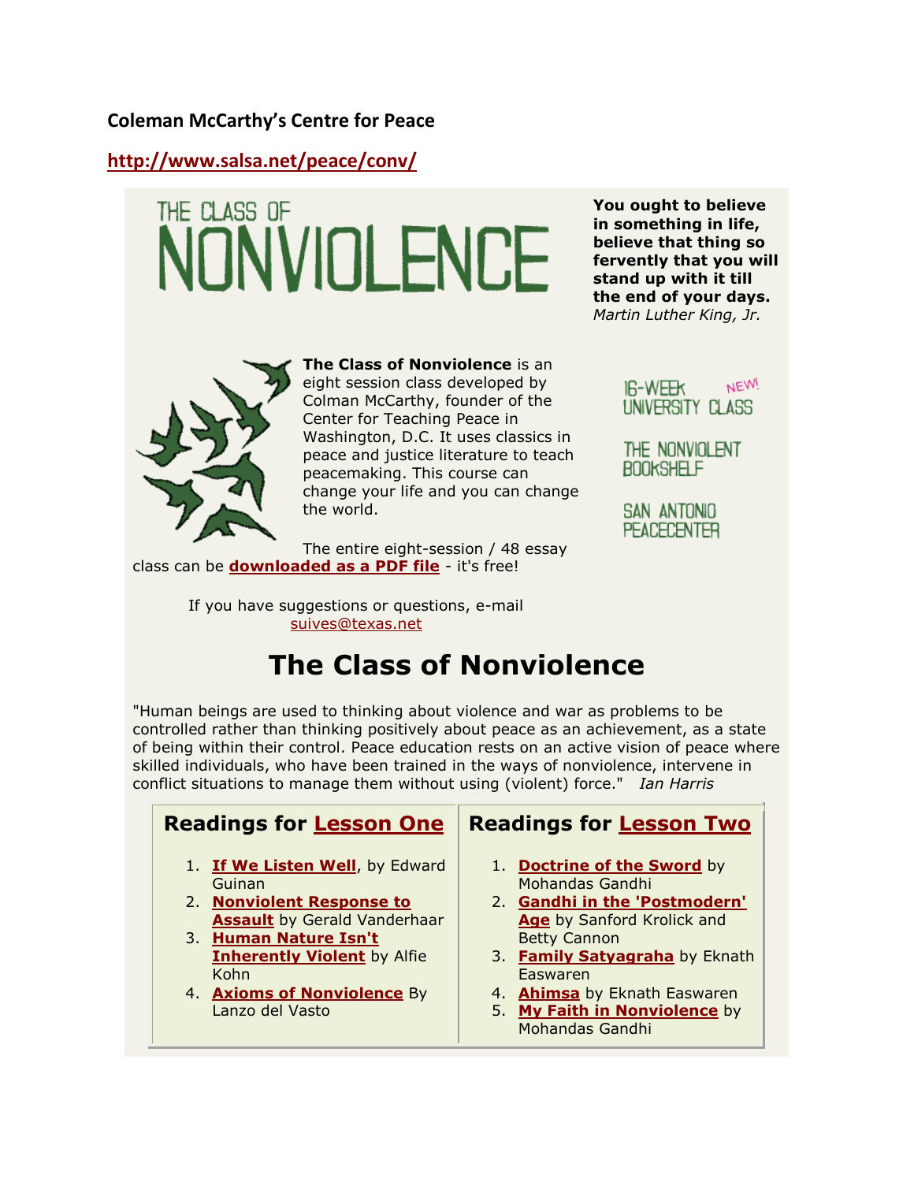**Coleman McCarthy's Centre for Peace**

**http://www.salsa.net/peace/conv/**

THE CLASS OF
# NONVIOLENCE

**You ought to believe in something in life, believe that thing so fervently that you will stand up with it till the end of your days.**
*Martin Luther King, Jr.*

**The Class of Nonviolence** is an eight session class developed by Colman McCarthy, founder of the Center for Teaching Peace in Washington, D.C. It uses classics in peace and justice literature to teach peacemaking. This course can change your life and you can change the world.

The entire eight-session / 48 essay class can be **downloaded as a PDF file** - it's free!

If you have suggestions or questions, e-mail suives@texas.net

16-WEEK UNIVERSITY CLASS NEW!

THE NONVIOLENT BOOKSHELF

SAN ANTONIO PEACECENTER

## The Class of Nonviolence

"Human beings are used to thinking about violence and war as problems to be controlled rather than thinking positively about peace as an achievement, as a state of being within their control. Peace education rests on an active vision of peace where skilled individuals, who have been trained in the ways of nonviolence, intervene in conflict situations to manage them without using (violent) force." *Ian Harris*

### Readings for Lesson One

1. **If We Listen Well**, by Edward Guinan
2. **Nonviolent Response to Assault** by Gerald Vanderhaar
3. **Human Nature Isn't Inherently Violent** by Alfie Kohn
4. **Axioms of Nonviolence** By Lanzo del Vasto

### Readings for Lesson Two

1. **Doctrine of the Sword** by Mohandas Gandhi
2. **Gandhi in the 'Postmodern' Age** by Sanford Krolick and Betty Cannon
3. **Family Satyagraha** by Eknath Easwaren
4. **Ahimsa** by Eknath Easwaren
5. **My Faith in Nonviolence** by Mohandas Gandhi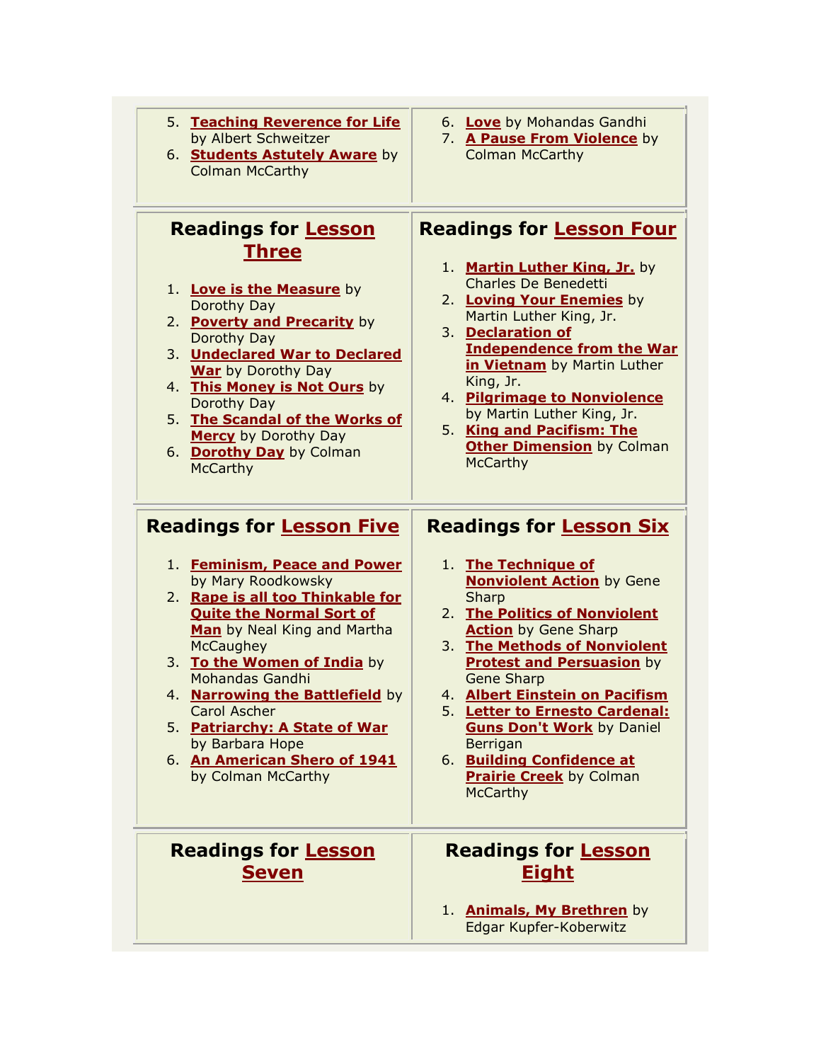5. **Teaching Reverence for Life** by Albert Schweitzer
6. **Students Astutely Aware** by Colman McCarthy

6. **Love** by Mohandas Gandhi
7. **A Pause From Violence** by Colman McCarthy

## Readings for Lesson Three

1. **Love is the Measure** by Dorothy Day
2. **Poverty and Precarity** by Dorothy Day
3. **Undeclared War to Declared War** by Dorothy Day
4. **This Money is Not Ours** by Dorothy Day
5. **The Scandal of the Works of Mercy** by Dorothy Day
6. **Dorothy Day** by Colman McCarthy

## Readings for Lesson Four

1. **Martin Luther King, Jr.** by Charles De Benedetti
2. **Loving Your Enemies** by Martin Luther King, Jr.
3. **Declaration of Independence from the War in Vietnam** by Martin Luther King, Jr.
4. **Pilgrimage to Nonviolence** by Martin Luther King, Jr.
5. **King and Pacifism: The Other Dimension** by Colman McCarthy

## Readings for Lesson Five

1. **Feminism, Peace and Power** by Mary Roodkowsky
2. **Rape is all too Thinkable for Quite the Normal Sort of Man** by Neal King and Martha McCaughey
3. **To the Women of India** by Mohandas Gandhi
4. **Narrowing the Battlefield** by Carol Ascher
5. **Patriarchy: A State of War** by Barbara Hope
6. **An American Shero of 1941** by Colman McCarthy

## Readings for Lesson Six

1. **The Technique of Nonviolent Action** by Gene Sharp
2. **The Politics of Nonviolent Action** by Gene Sharp
3. **The Methods of Nonviolent Protest and Persuasion** by Gene Sharp
4. **Albert Einstein on Pacifism**
5. **Letter to Ernesto Cardenal: Guns Don't Work** by Daniel Berrigan
6. **Building Confidence at Prairie Creek** by Colman McCarthy

## Readings for Lesson Seven

## Readings for Lesson Eight

1. **Animals, My Brethren** by Edgar Kupfer-Koberwitz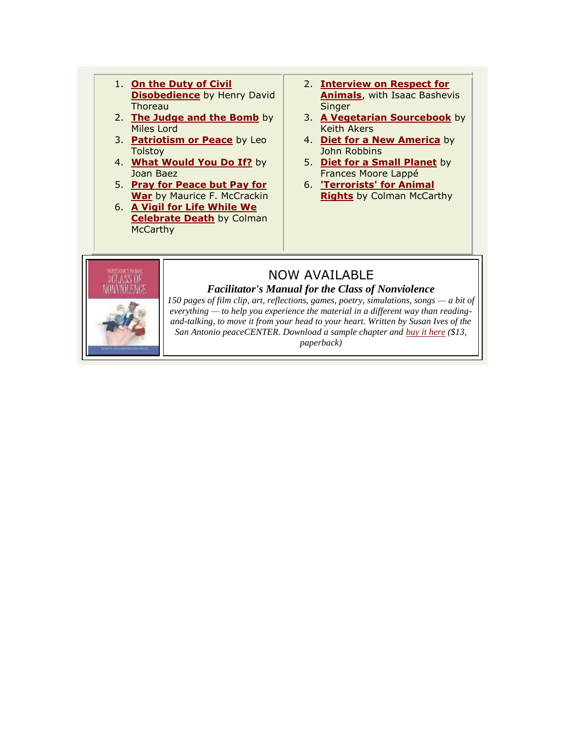1. **On the Duty of Civil Disobedience** by Henry David Thoreau
2. **The Judge and the Bomb** by Miles Lord
3. **Patriotism or Peace** by Leo Tolstoy
4. **What Would You Do If?** by Joan Baez
5. **Pray for Peace but Pay for War** by Maurice F. McCrackin
6. **A Vigil for Life While We Celebrate Death** by Colman McCarthy

2. **Interview on Respect for Animals**, with Isaac Bashevis Singer
3. **A Vegetarian Sourcebook** by Keith Akers
4. **Diet for a New America** by John Robbins
5. **Diet for a Small Planet** by Frances Moore Lappé
6. **'Terrorists' for Animal Rights** by Colman McCarthy

NOW AVAILABLE

***Facilitator's Manual for the Class of Nonviolence***

*150 pages of film clip, art, reflections, games, poetry, simulations, songs — a bit of everything — to help you experience the material in a different way than reading-and-talking, to move it from your head to your heart. Written by Susan Ives of the San Antonio peaceCENTER. Download a sample chapter and buy it here ($13, paperback)*